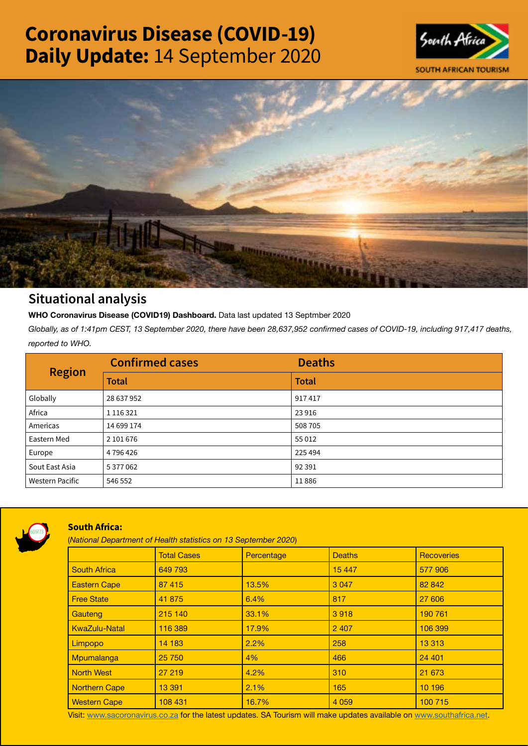# Coronavirus Disease (COVID-19) Daily Update: 14 September 2020

SOUTH AFRICAN TOURISM

## Situational analysis

**WHO Coronavirus Disease (COVID19) Dashboard.** Data last updated 13 Septmber 2020

*Globally, as of 1:41pm CEST, 13 September 2020, there have been 28,637,952 confirmed cases of COVID-19, including 917,417 deaths, reported to WHO.*

| Region | Confirmed cases | Deaths |
|---|---|---|
| | Total | Total |
| Globally | 28 637 952 | 917 417 |
| Africa | 1 116 321 | 23 916 |
| Americas | 14 699 174 | 508 705 |
| Eastern Med | 2 101 676 | 55 012 |
| Europe | 4 796 426 | 225 494 |
| Sout East Asia | 5 377 062 | 92 391 |
| Western Pacific | 546 552 | 11 886 |

### South Africa:

(*National Department of Health statistics on 13 September 2020*)

| | Total Cases | Percentage | Deaths | Recoveries |
|---|---|---|---|---|
| South Africa | 649 793 | | 15 447 | 577 906 |
| Eastern Cape | 87 415 | 13.5% | 3 047 | 82 842 |
| Free State | 41 875 | 6.4% | 817 | 27 606 |
| Gauteng | 215 140 | 33.1% | 3 918 | 190 761 |
| KwaZulu-Natal | 116 389 | 17.9% | 2 407 | 106 399 |
| Limpopo | 14 183 | 2.2% | 258 | 13 313 |
| Mpumalanga | 25 750 | 4% | 466 | 24 401 |
| North West | 27 219 | 4.2% | 310 | 21 673 |
| Northern Cape | 13 391 | 2.1% | 165 | 10 196 |
| Western Cape | 108 431 | 16.7% | 4 059 | 100 715 |

Visit: www.sacoronavirus.co.za for the latest updates. SA Tourism will make updates available on www.southafrica.net.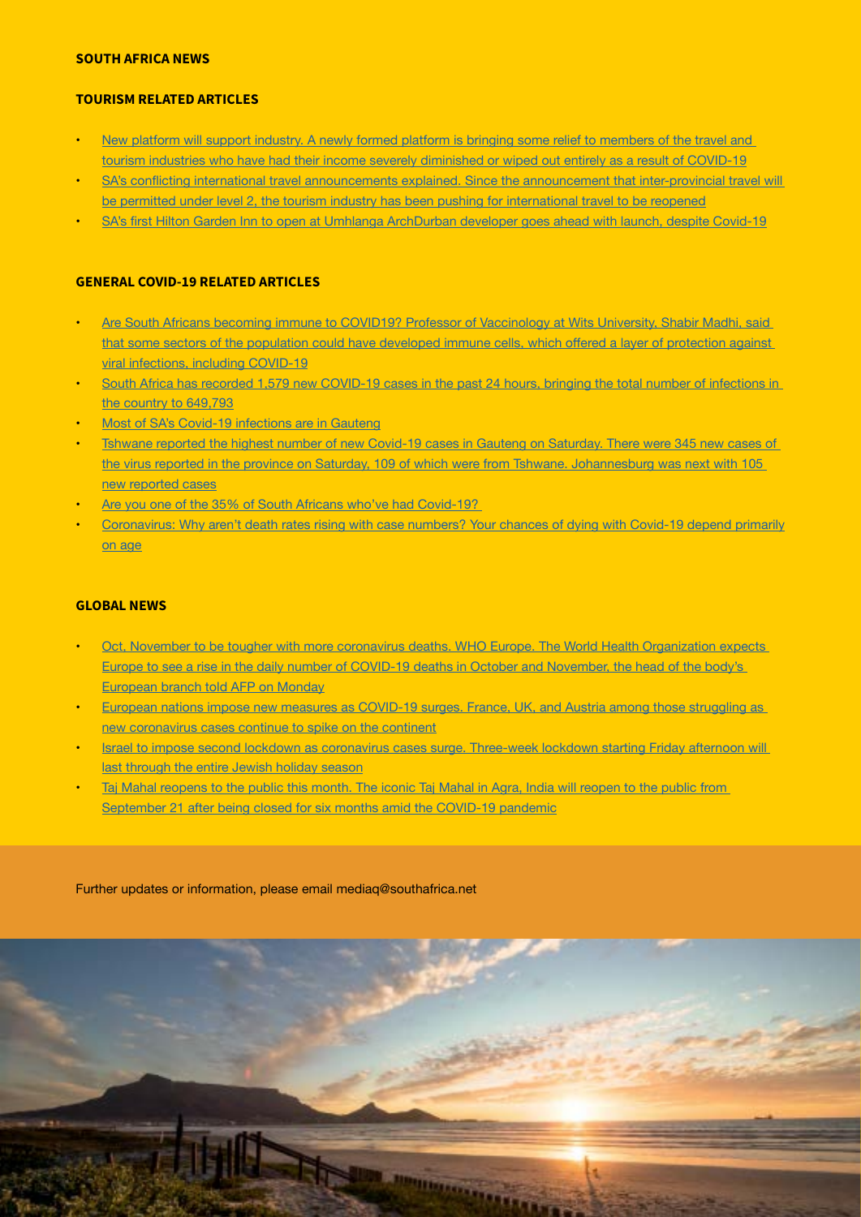**SOUTH AFRICA NEWS**

**TOURISM RELATED ARTICLES**

- New platform will support industry. A newly formed platform is bringing some relief to members of the travel and tourism industries who have had their income severely diminished or wiped out entirely as a result of COVID-19
- SA's conflicting international travel announcements explained. Since the announcement that inter-provincial travel will be permitted under level 2, the tourism industry has been pushing for international travel to be reopened
- SA's first Hilton Garden Inn to open at Umhlanga ArchDurban developer goes ahead with launch, despite Covid-19

**GENERAL COVID-19 RELATED ARTICLES**

- Are South Africans becoming immune to COVID19? Professor of Vaccinology at Wits University, Shabir Madhi, said that some sectors of the population could have developed immune cells, which offered a layer of protection against viral infections, including COVID-19
- South Africa has recorded 1,579 new COVID-19 cases in the past 24 hours, bringing the total number of infections in the country to 649,793
- Most of SA's Covid-19 infections are in Gauteng
- Tshwane reported the highest number of new Covid-19 cases in Gauteng on Saturday. There were 345 new cases of the virus reported in the province on Saturday, 109 of which were from Tshwane. Johannesburg was next with 105 new reported cases
- Are you one of the 35% of South Africans who've had Covid-19?
- Coronavirus: Why aren't death rates rising with case numbers? Your chances of dying with Covid-19 depend primarily on age

**GLOBAL NEWS**

- Oct, November to be tougher with more coronavirus deaths. WHO Europe. The World Health Organization expects Europe to see a rise in the daily number of COVID-19 deaths in October and November, the head of the body's European branch told AFP on Monday
- European nations impose new measures as COVID-19 surges. France, UK, and Austria among those struggling as new coronavirus cases continue to spike on the continent
- Israel to impose second lockdown as coronavirus cases surge. Three-week lockdown starting Friday afternoon will last through the entire Jewish holiday season
- Taj Mahal reopens to the public this month. The iconic Taj Mahal in Agra, India will reopen to the public from September 21 after being closed for six months amid the COVID-19 pandemic

Further updates or information, please email mediaq@southafrica.net